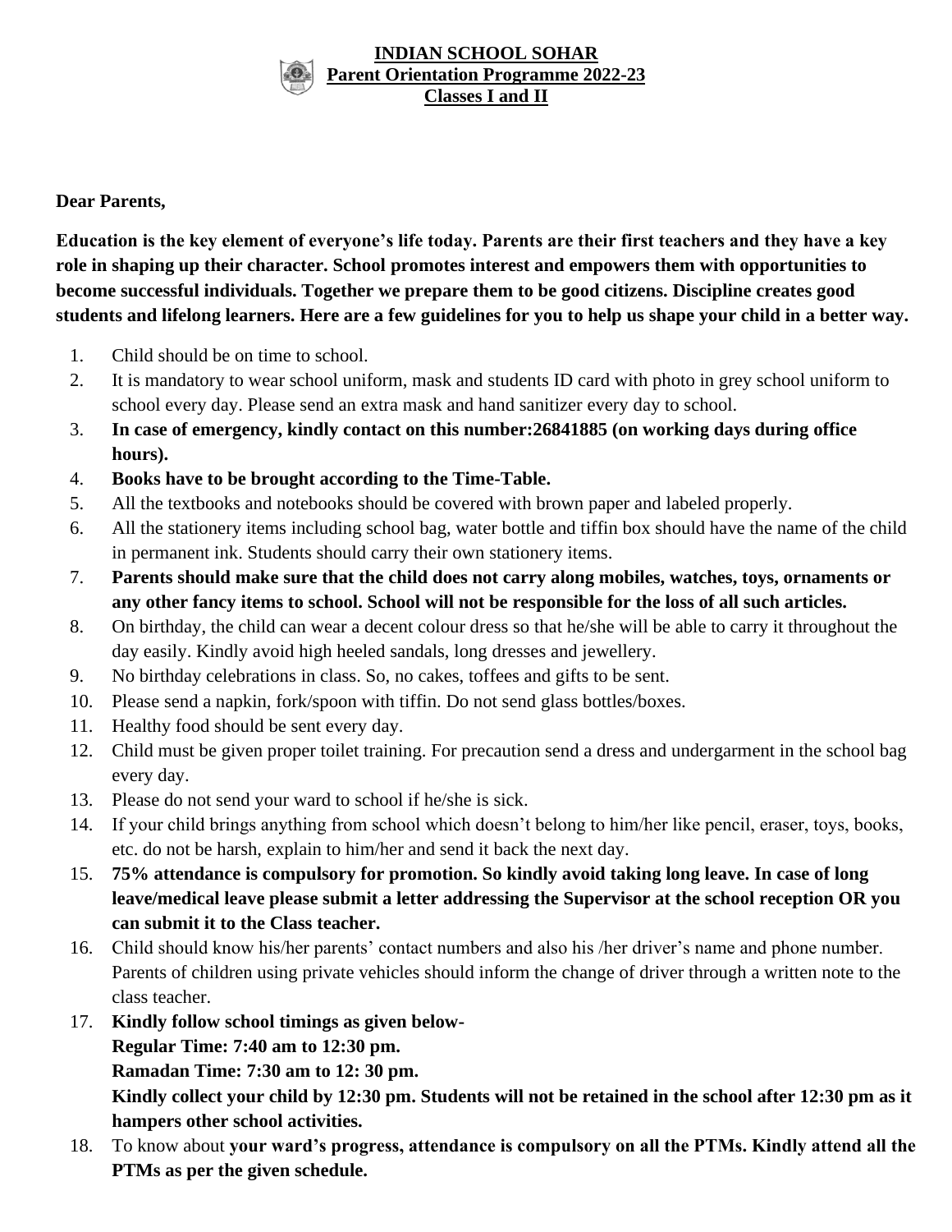# INDIAN SCHOOL SOHAR
## Parent Orientation Programme 2022-23
## Classes I and II

**Dear Parents,**

**Education is the key element of everyone's life today. Parents are their first teachers and they have a key role in shaping up their character. School promotes interest and empowers them with opportunities to become successful individuals. Together we prepare them to be good citizens. Discipline creates good students and lifelong learners. Here are a few guidelines for you to help us shape your child in a better way.**

1. Child should be on time to school.
2. It is mandatory to wear school uniform, mask and students ID card with photo in grey school uniform to school every day. Please send an extra mask and hand sanitizer every day to school.
3. **In case of emergency, kindly contact on this number:26841885 (on working days during office hours).**
4. **Books have to be brought according to the Time-Table.**
5. All the textbooks and notebooks should be covered with brown paper and labeled properly.
6. All the stationery items including school bag, water bottle and tiffin box should have the name of the child in permanent ink. Students should carry their own stationery items.
7. **Parents should make sure that the child does not carry along mobiles, watches, toys, ornaments or any other fancy items to school. School will not be responsible for the loss of all such articles.**
8. On birthday, the child can wear a decent colour dress so that he/she will be able to carry it throughout the day easily. Kindly avoid high heeled sandals, long dresses and jewellery.
9. No birthday celebrations in class. So, no cakes, toffees and gifts to be sent.
10. Please send a napkin, fork/spoon with tiffin. Do not send glass bottles/boxes.
11. Healthy food should be sent every day.
12. Child must be given proper toilet training. For precaution send a dress and undergarment in the school bag every day.
13. Please do not send your ward to school if he/she is sick.
14. If your child brings anything from school which doesn't belong to him/her like pencil, eraser, toys, books, etc. do not be harsh, explain to him/her and send it back the next day.
15. **75% attendance is compulsory for promotion. So kindly avoid taking long leave. In case of long leave/medical leave please submit a letter addressing the Supervisor at the school reception OR you can submit it to the Class teacher.**
16. Child should know his/her parents' contact numbers and also his /her driver's name and phone number. Parents of children using private vehicles should inform the change of driver through a written note to the class teacher.
17. **Kindly follow school timings as given below-**
    **Regular Time: 7:40 am to 12:30 pm.**
    **Ramadan Time: 7:30 am to 12: 30 pm.**
    **Kindly collect your child by 12:30 pm. Students will not be retained in the school after 12:30 pm as it hampers other school activities.**
18. To know about **your ward's progress, attendance is compulsory on all the PTMs. Kindly attend all the PTMs as per the given schedule.**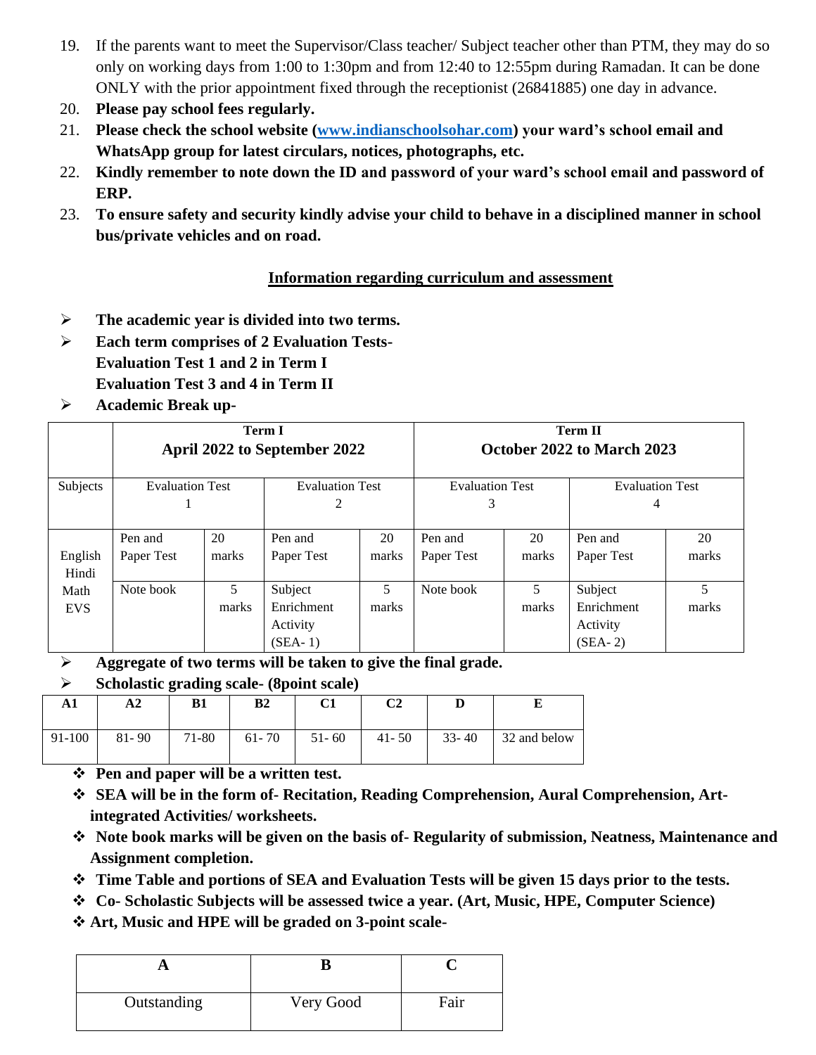19. If the parents want to meet the Supervisor/Class teacher/ Subject teacher other than PTM, they may do so only on working days from 1:00 to 1:30pm and from 12:40 to 12:55pm during Ramadan. It can be done ONLY with the prior appointment fixed through the receptionist (26841885) one day in advance.
20. **Please pay school fees regularly.**
21. **Please check the school website ([www.indianschoolsohar.com](www.indianschoolsohar.com)) your ward's school email and WhatsApp group for latest circulars, notices, photographs, etc.**
22. **Kindly remember to note down the ID and password of your ward's school email and password of ERP.**
23. **To ensure safety and security kindly advise your child to behave in a disciplined manner in school bus/private vehicles and on road.**

## Information regarding curriculum and assessment

- **The academic year is divided into two terms.**
- **Each term comprises of 2 Evaluation Tests-**
  **Evaluation Test 1 and 2 in Term I**
  **Evaluation Test 3 and 4 in Term II**
- **Academic Break up-**

| | **Term I** April 2022 to September 2022 | | | | **Term II** October 2022 to March 2023 | | | |
|---|---|---|---|---|---|---|---|---|
| Subjects | Evaluation Test 1 | | Evaluation Test 2 | | Evaluation Test 3 | | Evaluation Test 4 | |
| English Hindi Math EVS | Pen and Paper Test | 20 marks | Pen and Paper Test | 20 marks | Pen and Paper Test | 20 marks | Pen and Paper Test | 20 marks |
| | Note book | 5 marks | Subject Enrichment Activity (SEA- 1) | 5 marks | Note book | 5 marks | Subject Enrichment Activity (SEA- 2) | 5 marks |

- **Aggregate of two terms will be taken to give the final grade.**
- **Scholastic grading scale- (8point scale)**

| A1 | A2 | B1 | B2 | C1 | C2 | D | E |
|---|---|---|---|---|---|---|---|
| 91-100 | 81- 90 | 71-80 | 61- 70 | 51- 60 | 41- 50 | 33- 40 | 32 and below |

- **Pen and paper will be a written test.**
- **SEA will be in the form of- Recitation, Reading Comprehension, Aural Comprehension, Art-integrated Activities/ worksheets.**
- **Note book marks will be given on the basis of- Regularity of submission, Neatness, Maintenance and Assignment completion.**
- **Time Table and portions of SEA and Evaluation Tests will be given 15 days prior to the tests.**
- **Co- Scholastic Subjects will be assessed twice a year. (Art, Music, HPE, Computer Science)**
- **Art, Music and HPE will be graded on 3-point scale-**

| A | B | C |
|---|---|---|
| Outstanding | Very Good | Fair |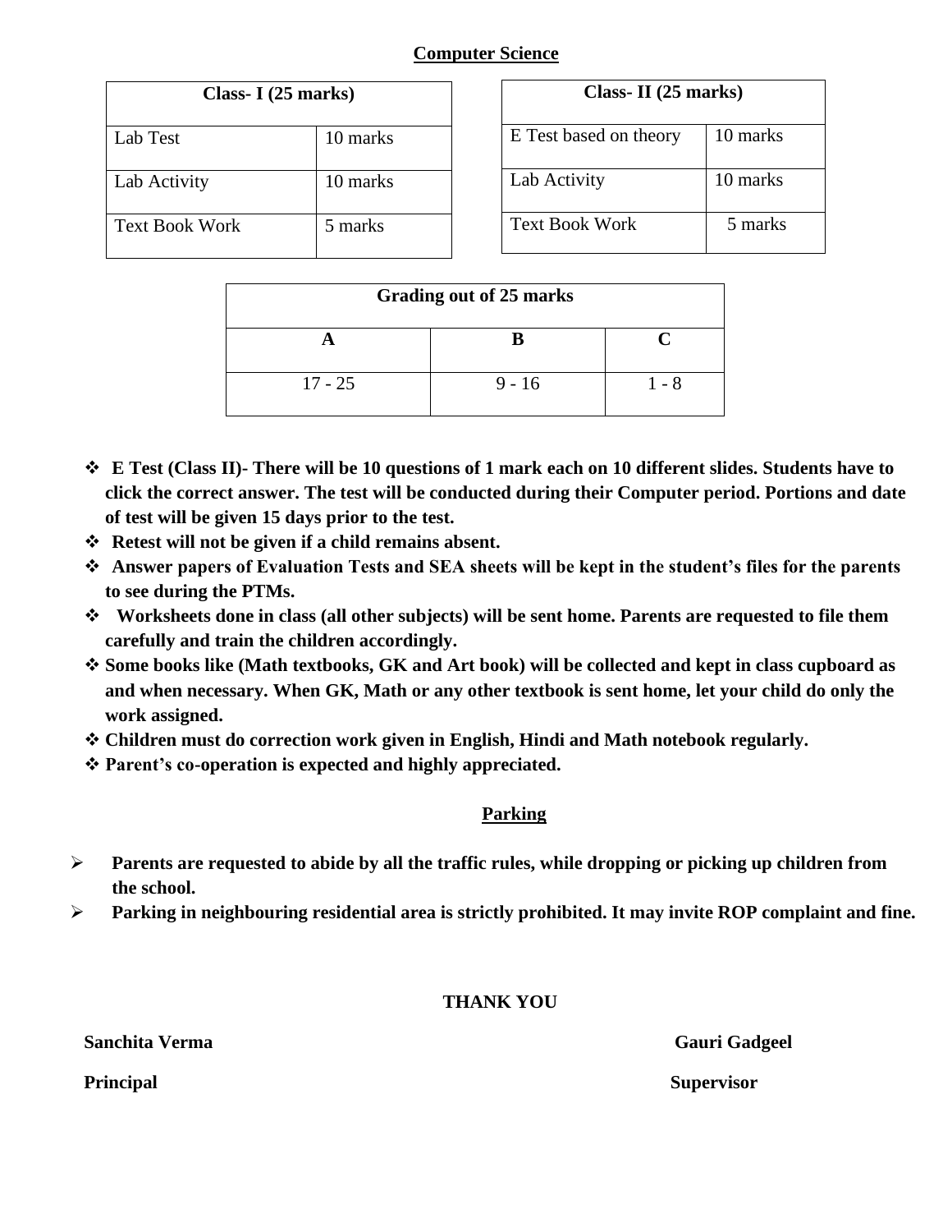## Computer Science

| Class- I (25 marks) | |
|---|---|
| Lab Test | 10 marks |
| Lab Activity | 10 marks |
| Text Book Work | 5 marks |

| Class- II (25 marks) | |
|---|---|
| E Test based on theory | 10 marks |
| Lab Activity | 10 marks |
| Text Book Work | 5 marks |

| Grading out of 25 marks | | |
|---|---|---|
| **A** | **B** | **C** |
| 17 - 25 | 9 - 16 | 1 - 8 |

- **E Test (Class II)- There will be 10 questions of 1 mark each on 10 different slides. Students have to click the correct answer. The test will be conducted during their Computer period. Portions and date of test will be given 15 days prior to the test.**
- **Retest will not be given if a child remains absent.**
- **Answer papers of Evaluation Tests and SEA sheets will be kept in the student's files for the parents to see during the PTMs.**
- **Worksheets done in class (all other subjects) will be sent home. Parents are requested to file them carefully and train the children accordingly.**
- **Some books like (Math textbooks, GK and Art book) will be collected and kept in class cupboard as and when necessary. When GK, Math or any other textbook is sent home, let your child do only the work assigned.**
- **Children must do correction work given in English, Hindi and Math notebook regularly.**
- **Parent's co-operation is expected and highly appreciated.**

## Parking

- **Parents are requested to abide by all the traffic rules, while dropping or picking up children from the school.**
- **Parking in neighbouring residential area is strictly prohibited. It may invite ROP complaint and fine.**

**THANK YOU**

**Sanchita Verma** — **Principal**

**Gauri Gadgeel** — **Supervisor**